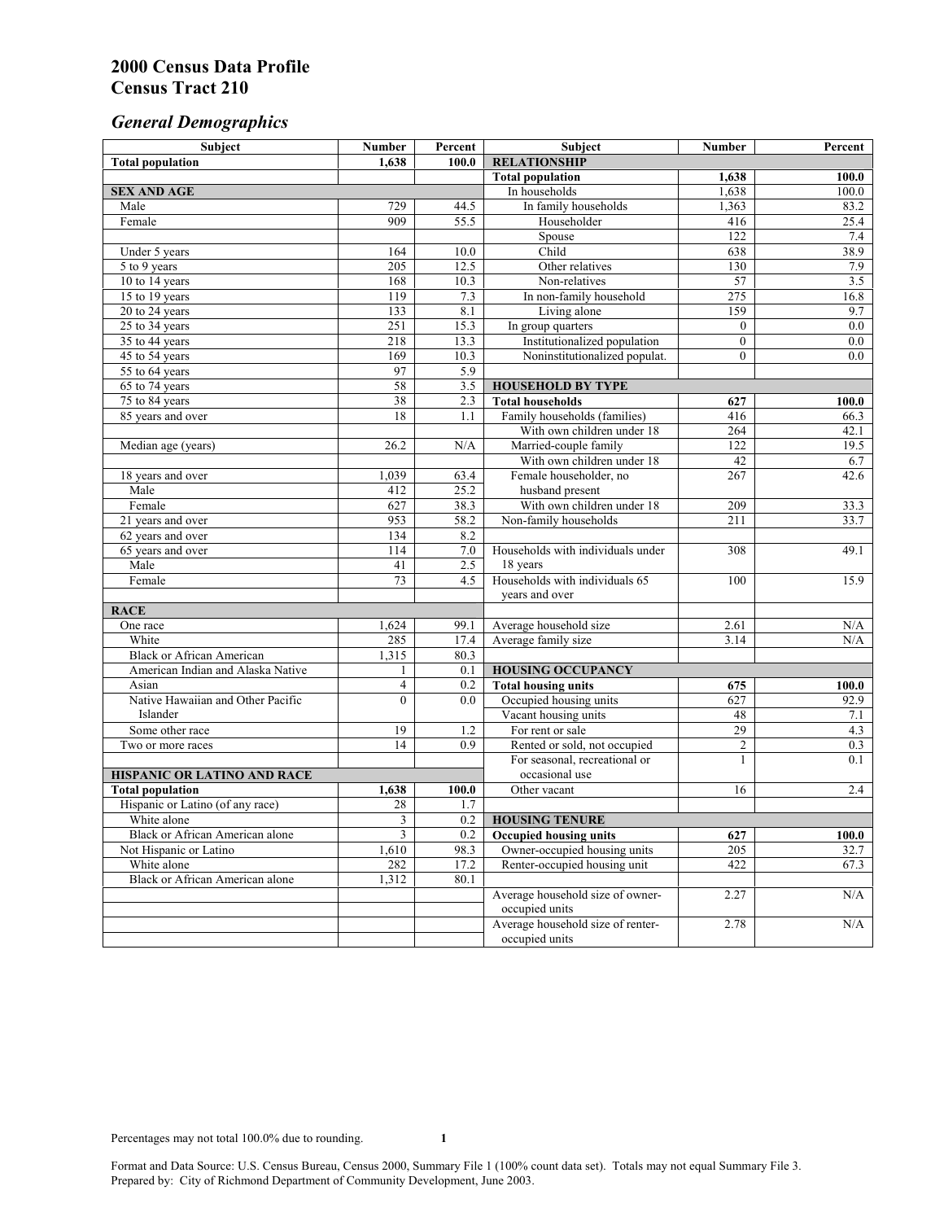# 2000 Census Data Profile
# Census Tract 210

## *General Demographics*

| Subject | Number | Percent | Subject | Number | Percent |
|---|---|---|---|---|---|
| **Total population** | **1,638** | **100.0** | **RELATIONSHIP** | | |
| | | | **Total population** | **1,638** | **100.0** |
| **SEX AND AGE** | | | In households | 1,638 | 100.0 |
| Male | 729 | 44.5 | In family households | 1,363 | 83.2 |
| Female | 909 | 55.5 | Householder | 416 | 25.4 |
| | | | Spouse | 122 | 7.4 |
| Under 5 years | 164 | 10.0 | Child | 638 | 38.9 |
| 5 to 9 years | 205 | 12.5 | Other relatives | 130 | 7.9 |
| 10 to 14 years | 168 | 10.3 | Non-relatives | 57 | 3.5 |
| 15 to 19 years | 119 | 7.3 | In non-family household | 275 | 16.8 |
| 20 to 24 years | 133 | 8.1 | Living alone | 159 | 9.7 |
| 25 to 34 years | 251 | 15.3 | In group quarters | 0 | 0.0 |
| 35 to 44 years | 218 | 13.3 | Institutionalized population | 0 | 0.0 |
| 45 to 54 years | 169 | 10.3 | Noninstitutionalized populat. | 0 | 0.0 |
| 55 to 64 years | 97 | 5.9 | | | |
| 65 to 74 years | 58 | 3.5 | **HOUSEHOLD BY TYPE** | | |
| 75 to 84 years | 38 | 2.3 | **Total households** | **627** | **100.0** |
| 85 years and over | 18 | 1.1 | Family households (families) | 416 | 66.3 |
| | | | With own children under 18 | 264 | 42.1 |
| Median age (years) | 26.2 | N/A | Married-couple family | 122 | 19.5 |
| | | | With own children under 18 | 42 | 6.7 |
| 18 years and over | 1,039 | 63.4 | Female householder, no husband present | 267 | 42.6 |
| Male | 412 | 25.2 | | | |
| Female | 627 | 38.3 | With own children under 18 | 209 | 33.3 |
| 21 years and over | 953 | 58.2 | Non-family households | 211 | 33.7 |
| 62 years and over | 134 | 8.2 | | | |
| 65 years and over | 114 | 7.0 | Households with individuals under 18 years | 308 | 49.1 |
| Male | 41 | 2.5 | | | |
| Female | 73 | 4.5 | Households with individuals 65 years and over | 100 | 15.9 |
| **RACE** | | | | | |
| One race | 1,624 | 99.1 | Average household size | 2.61 | N/A |
| White | 285 | 17.4 | Average family size | 3.14 | N/A |
| Black or African American | 1,315 | 80.3 | | | |
| American Indian and Alaska Native | 1 | 0.1 | **HOUSING OCCUPANCY** | | |
| Asian | 4 | 0.2 | **Total housing units** | **675** | **100.0** |
| Native Hawaiian and Other Pacific Islander | 0 | 0.0 | Occupied housing units | 627 | 92.9 |
| | | | Vacant housing units | 48 | 7.1 |
| Some other race | 19 | 1.2 | For rent or sale | 29 | 4.3 |
| Two or more races | 14 | 0.9 | Rented or sold, not occupied | 2 | 0.3 |
| | | | For seasonal, recreational or occasional use | 1 | 0.1 |
| **HISPANIC OR LATINO AND RACE** | | | | | |
| **Total population** | **1,638** | **100.0** | Other vacant | 16 | 2.4 |
| Hispanic or Latino (of any race) | 28 | 1.7 | | | |
| White alone | 3 | 0.2 | **HOUSING TENURE** | | |
| Black or African American alone | 3 | 0.2 | **Occupied housing units** | **627** | **100.0** |
| Not Hispanic or Latino | 1,610 | 98.3 | Owner-occupied housing units | 205 | 32.7 |
| White alone | 282 | 17.2 | Renter-occupied housing unit | 422 | 67.3 |
| Black or African American alone | 1,312 | 80.1 | | | |
| | | | Average household size of owner-occupied units | 2.27 | N/A |
| | | | Average household size of renter-occupied units | 2.78 | N/A |

Percentages may not total 100.0% due to rounding.

Format and Data Source: U.S. Census Bureau, Census 2000, Summary File 1 (100% count data set). Totals may not equal Summary File 3.
Prepared by: City of Richmond Department of Community Development, June 2003.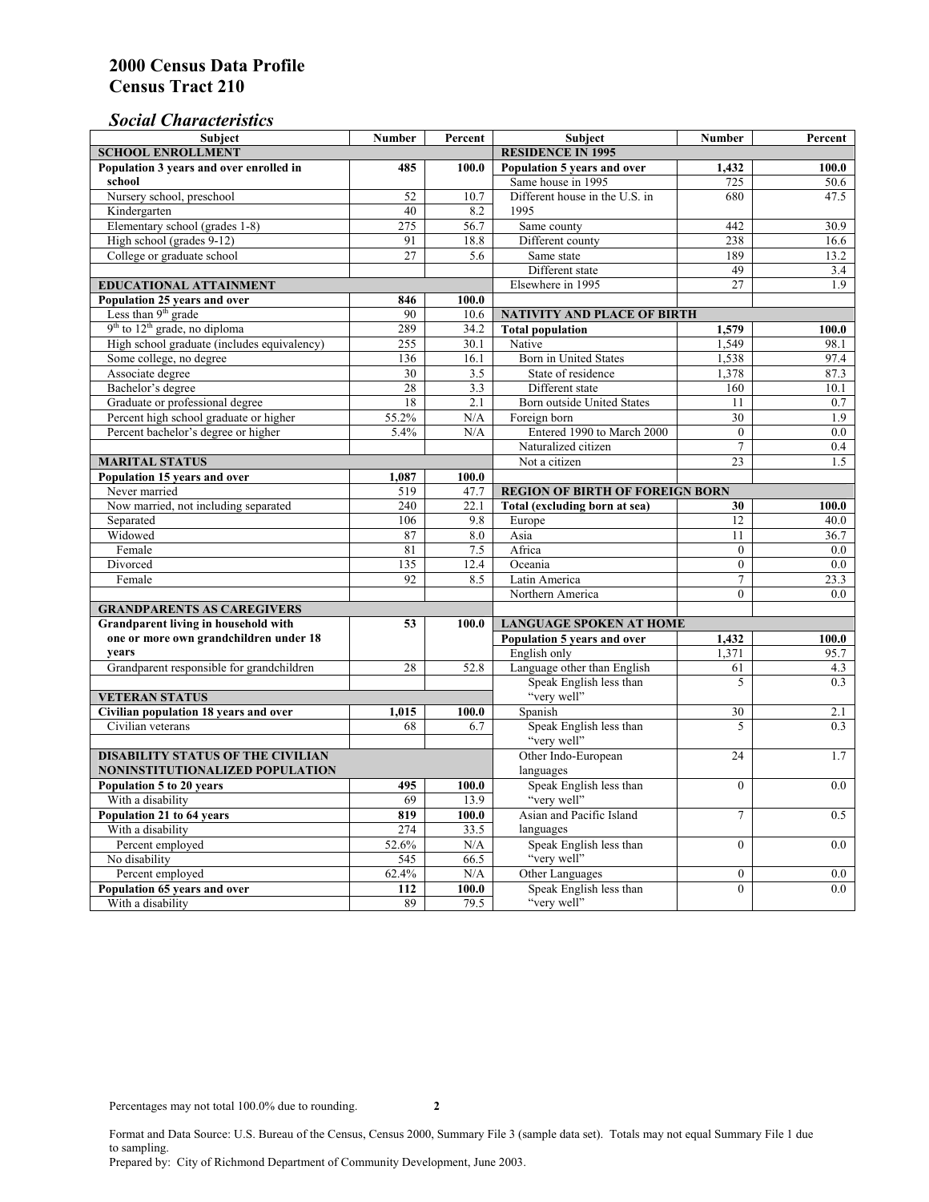# 2000 Census Data Profile
# Census Tract 210

## *Social Characteristics*

| Subject | Number | Percent |
|---|---|---|
| **SCHOOL ENROLLMENT** | | |
| **Population 3 years and over enrolled in school** | **485** | **100.0** |
| Nursery school, preschool | 52 | 10.7 |
| Kindergarten | 40 | 8.2 |
| Elementary school (grades 1-8) | 275 | 56.7 |
| High school (grades 9-12) | 91 | 18.8 |
| College or graduate school | 27 | 5.6 |
| **EDUCATIONAL ATTAINMENT** | | |
| **Population 25 years and over** | **846** | **100.0** |
| Less than 9th grade | 90 | 10.6 |
| 9th to 12th grade, no diploma | 289 | 34.2 |
| High school graduate (includes equivalency) | 255 | 30.1 |
| Some college, no degree | 136 | 16.1 |
| Associate degree | 30 | 3.5 |
| Bachelor's degree | 28 | 3.3 |
| Graduate or professional degree | 18 | 2.1 |
| Percent high school graduate or higher | 55.2% | N/A |
| Percent bachelor's degree or higher | 5.4% | N/A |
| **MARITAL STATUS** | | |
| **Population 15 years and over** | **1,087** | **100.0** |
| Never married | 519 | 47.7 |
| Now married, not including separated | 240 | 22.1 |
| Separated | 106 | 9.8 |
| Widowed | 87 | 8.0 |
| Female | 81 | 7.5 |
| Divorced | 135 | 12.4 |
| Female | 92 | 8.5 |
| **GRANDPARENTS AS CAREGIVERS** | | |
| **Grandparent living in household with one or more own grandchildren under 18 years** | **53** | **100.0** |
| Grandparent responsible for grandchildren | 28 | 52.8 |
| **VETERAN STATUS** | | |
| **Civilian population 18 years and over** | **1,015** | **100.0** |
| Civilian veterans | 68 | 6.7 |
| **DISABILITY STATUS OF THE CIVILIAN NONINSTITUTIONALIZED POPULATION** | | |
| **Population 5 to 20 years** | **495** | **100.0** |
| With a disability | 69 | 13.9 |
| **Population 21 to 64 years** | **819** | **100.0** |
| With a disability | 274 | 33.5 |
| Percent employed | 52.6% | N/A |
| No disability | 545 | 66.5 |
| Percent employed | 62.4% | N/A |
| **Population 65 years and over** | **112** | **100.0** |
| With a disability | 89 | 79.5 |

| Subject | Number | Percent |
|---|---|---|
| **RESIDENCE IN 1995** | | |
| **Population 5 years and over** | **1,432** | **100.0** |
| Same house in 1995 | 725 | 50.6 |
| Different house in the U.S. in 1995 | 680 | 47.5 |
| Same county | 442 | 30.9 |
| Different county | 238 | 16.6 |
| Same state | 189 | 13.2 |
| Different state | 49 | 3.4 |
| Elsewhere in 1995 | 27 | 1.9 |
| **NATIVITY AND PLACE OF BIRTH** | | |
| **Total population** | **1,579** | **100.0** |
| Native | 1,549 | 98.1 |
| Born in United States | 1,538 | 97.4 |
| State of residence | 1,378 | 87.3 |
| Different state | 160 | 10.1 |
| Born outside United States | 11 | 0.7 |
| Foreign born | 30 | 1.9 |
| Entered 1990 to March 2000 | 0 | 0.0 |
| Naturalized citizen | 7 | 0.4 |
| Not a citizen | 23 | 1.5 |
| **REGION OF BIRTH OF FOREIGN BORN** | | |
| **Total (excluding born at sea)** | **30** | **100.0** |
| Europe | 12 | 40.0 |
| Asia | 11 | 36.7 |
| Africa | 0 | 0.0 |
| Oceania | 0 | 0.0 |
| Latin America | 7 | 23.3 |
| Northern America | 0 | 0.0 |
| **LANGUAGE SPOKEN AT HOME** | | |
| **Population 5 years and over** | **1,432** | **100.0** |
| English only | 1,371 | 95.7 |
| Language other than English | 61 | 4.3 |
| Speak English less than "very well" | 5 | 0.3 |
| Spanish | 30 | 2.1 |
| Speak English less than "very well" | 5 | 0.3 |
| Other Indo-European languages | 24 | 1.7 |
| Speak English less than "very well" | 0 | 0.0 |
| Asian and Pacific Island languages | 7 | 0.5 |
| Speak English less than "very well" | 0 | 0.0 |
| Other Languages | 0 | 0.0 |
| Speak English less than "very well" | 0 | 0.0 |

Percentages may not total 100.0% due to rounding.

Format and Data Source: U.S. Bureau of the Census, Census 2000, Summary File 3 (sample data set). Totals may not equal Summary File 1 due to sampling.
Prepared by: City of Richmond Department of Community Development, June 2003.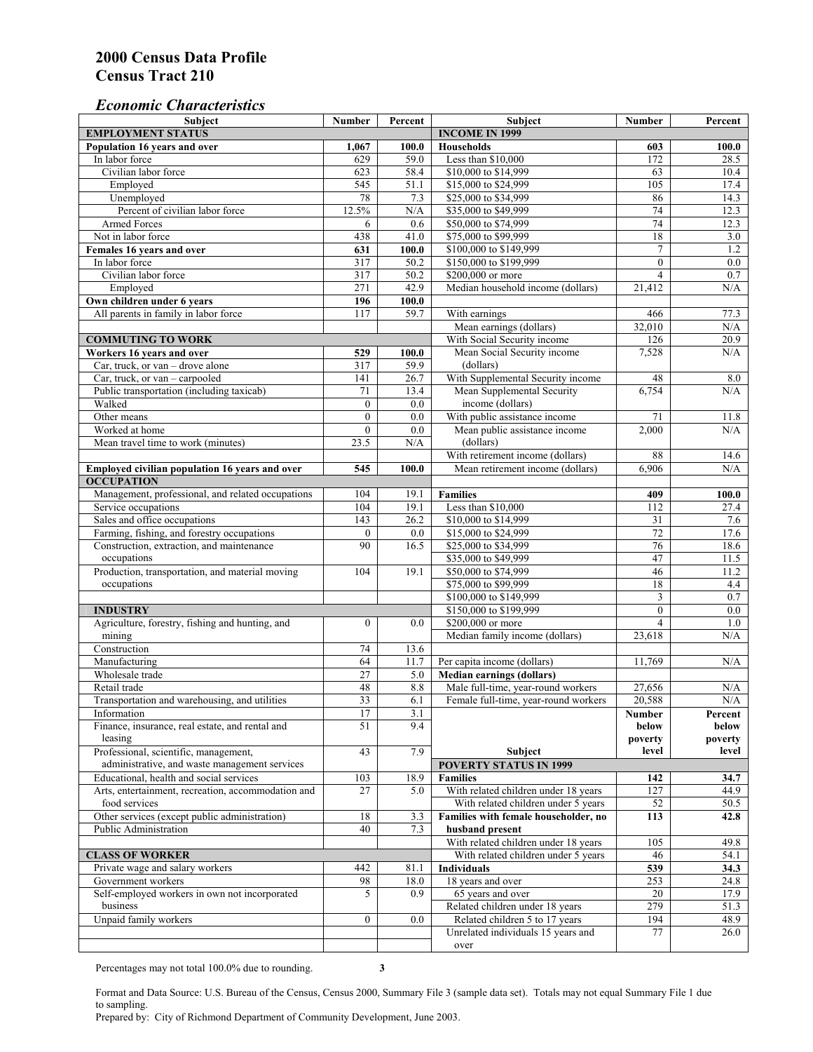# 2000 Census Data Profile
# Census Tract 210

## *Economic Characteristics*

| Subject | Number | Percent |
|---|---|---|
| **EMPLOYMENT STATUS** | | |
| **Population 16 years and over** | **1,067** | **100.0** |
| In labor force | 629 | 59.0 |
| Civilian labor force | 623 | 58.4 |
| Employed | 545 | 51.1 |
| Unemployed | 78 | 7.3 |
| Percent of civilian labor force | 12.5% | N/A |
| Armed Forces | 6 | 0.6 |
| Not in labor force | 438 | 41.0 |
| **Females 16 years and over** | **631** | **100.0** |
| In labor force | 317 | 50.2 |
| Civilian labor force | 317 | 50.2 |
| Employed | 271 | 42.9 |
| **Own children under 6 years** | **196** | **100.0** |
| All parents in family in labor force | 117 | 59.7 |
| **COMMUTING TO WORK** | | |
| **Workers 16 years and over** | **529** | **100.0** |
| Car, truck, or van – drove alone | 317 | 59.9 |
| Car, truck, or van – carpooled | 141 | 26.7 |
| Public transportation (including taxicab) | 71 | 13.4 |
| Walked | 0 | 0.0 |
| Other means | 0 | 0.0 |
| Worked at home | 0 | 0.0 |
| Mean travel time to work (minutes) | 23.5 | N/A |
| **Employed civilian population 16 years and over** | **545** | **100.0** |
| **OCCUPATION** | | |
| Management, professional, and related occupations | 104 | 19.1 |
| Service occupations | 104 | 19.1 |
| Sales and office occupations | 143 | 26.2 |
| Farming, fishing, and forestry occupations | 0 | 0.0 |
| Construction, extraction, and maintenance occupations | 90 | 16.5 |
| Production, transportation, and material moving occupations | 104 | 19.1 |
| **INDUSTRY** | | |
| Agriculture, forestry, fishing and hunting, and mining | 0 | 0.0 |
| Construction | 74 | 13.6 |
| Manufacturing | 64 | 11.7 |
| Wholesale trade | 27 | 5.0 |
| Retail trade | 48 | 8.8 |
| Transportation and warehousing, and utilities | 33 | 6.1 |
| Information | 17 | 3.1 |
| Finance, insurance, real estate, and rental and leasing | 51 | 9.4 |
| Professional, scientific, management, administrative, and waste management services | 43 | 7.9 |
| Educational, health and social services | 103 | 18.9 |
| Arts, entertainment, recreation, accommodation and food services | 27 | 5.0 |
| Other services (except public administration) | 18 | 3.3 |
| Public Administration | 40 | 7.3 |
| **CLASS OF WORKER** | | |
| Private wage and salary workers | 442 | 81.1 |
| Government workers | 98 | 18.0 |
| Self-employed workers in own not incorporated business | 5 | 0.9 |
| Unpaid family workers | 0 | 0.0 |

| Subject | Number | Percent |
|---|---|---|
| **INCOME IN 1999** | | |
| **Households** | **603** | **100.0** |
| Less than $10,000 | 172 | 28.5 |
| $10,000 to $14,999 | 63 | 10.4 |
| $15,000 to $24,999 | 105 | 17.4 |
| $25,000 to $34,999 | 86 | 14.3 |
| $35,000 to $49,999 | 74 | 12.3 |
| $50,000 to $74,999 | 74 | 12.3 |
| $75,000 to $99,999 | 18 | 3.0 |
| $100,000 to $149,999 | 7 | 1.2 |
| $150,000 to $199,999 | 0 | 0.0 |
| $200,000 or more | 4 | 0.7 |
| Median household income (dollars) | 21,412 | N/A |
| With earnings | 466 | 77.3 |
| Mean earnings (dollars) | 32,010 | N/A |
| With Social Security income | 126 | 20.9 |
| Mean Social Security income (dollars) | 7,528 | N/A |
| With Supplemental Security income | 48 | 8.0 |
| Mean Supplemental Security income (dollars) | 6,754 | N/A |
| With public assistance income | 71 | 11.8 |
| Mean public assistance income (dollars) | 2,000 | N/A |
| With retirement income (dollars) | 88 | 14.6 |
| Mean retirement income (dollars) | 6,906 | N/A |
| **Families** | **409** | **100.0** |
| Less than $10,000 | 112 | 27.4 |
| $10,000 to $14,999 | 31 | 7.6 |
| $15,000 to $24,999 | 72 | 17.6 |
| $25,000 to $34,999 | 76 | 18.6 |
| $35,000 to $49,999 | 47 | 11.5 |
| $50,000 to $74,999 | 46 | 11.2 |
| $75,000 to $99,999 | 18 | 4.4 |
| $100,000 to $149,999 | 3 | 0.7 |
| $150,000 to $199,999 | 0 | 0.0 |
| $200,000 or more | 4 | 1.0 |
| Median family income (dollars) | 23,618 | N/A |
| Per capita income (dollars) | 11,769 | N/A |
| **Median earnings (dollars)** | | |
| Male full-time, year-round workers | 27,656 | N/A |
| Female full-time, year-round workers | 20,588 | N/A |

| Subject | Number below poverty level | Percent below poverty level |
|---|---|---|
| **POVERTY STATUS IN 1999** | | |
| **Families** | **142** | **34.7** |
| With related children under 18 years | 127 | 44.9 |
| With related children under 5 years | 52 | 50.5 |
| **Families with female householder, no husband present** | **113** | **42.8** |
| With related children under 18 years | 105 | 49.8 |
| With related children under 5 years | 46 | 54.1 |
| **Individuals** | **539** | **34.3** |
| 18 years and over | 253 | 24.8 |
| 65 years and over | 20 | 17.9 |
| Related children under 18 years | 279 | 51.3 |
| Related children 5 to 17 years | 194 | 48.9 |
| Unrelated individuals 15 years and over | 77 | 26.0 |

Percentages may not total 100.0% due to rounding.

Format and Data Source: U.S. Bureau of the Census, Census 2000, Summary File 3 (sample data set). Totals may not equal Summary File 1 due to sampling.
Prepared by: City of Richmond Department of Community Development, June 2003.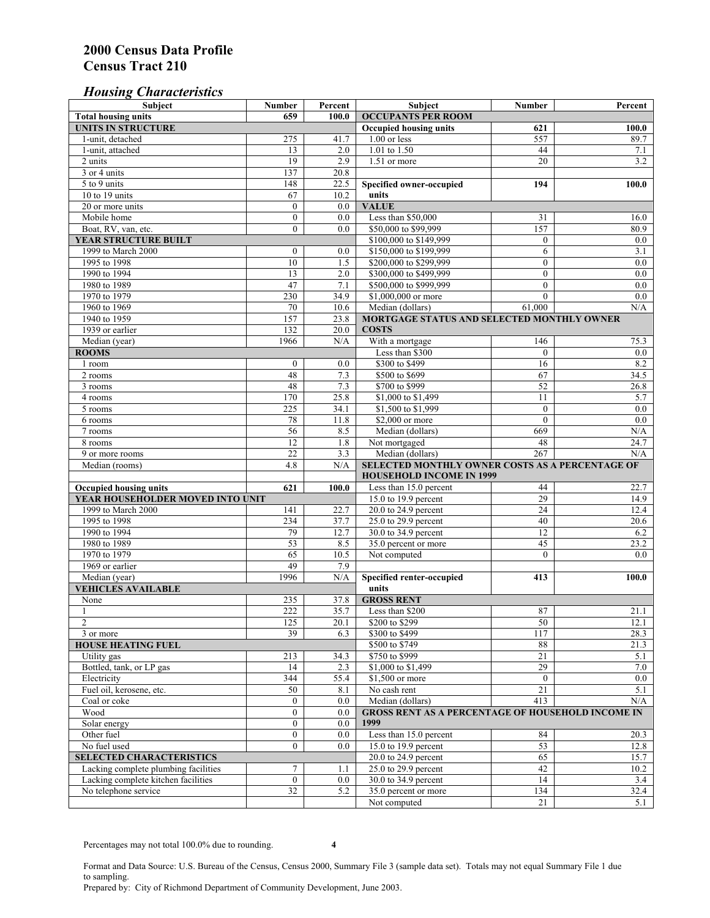# 2000 Census Data Profile
# Census Tract 210

## *Housing Characteristics*

| Subject | Number | Percent | Subject | Number | Percent |
|---|---|---|---|---|---|
| **Total housing units** | **659** | **100.0** | **OCCUPANTS PER ROOM** | | |
| **UNITS IN STRUCTURE** | | | **Occupied housing units** | **621** | **100.0** |
| 1-unit, detached | 275 | 41.7 | 1.00 or less | 557 | 89.7 |
| 1-unit, attached | 13 | 2.0 | 1.01 to 1.50 | 44 | 7.1 |
| 2 units | 19 | 2.9 | 1.51 or more | 20 | 3.2 |
| 3 or 4 units | 137 | 20.8 | | | |
| 5 to 9 units | 148 | 22.5 | **Specified owner-occupied units** | **194** | **100.0** |
| 10 to 19 units | 67 | 10.2 | | | |
| 20 or more units | 0 | 0.0 | **VALUE** | | |
| Mobile home | 0 | 0.0 | Less than $50,000 | 31 | 16.0 |
| Boat, RV, van, etc. | 0 | 0.0 | $50,000 to $99,999 | 157 | 80.9 |
| **YEAR STRUCTURE BUILT** | | | $100,000 to $149,999 | 0 | 0.0 |
| 1999 to March 2000 | 0 | 0.0 | $150,000 to $199,999 | 6 | 3.1 |
| 1995 to 1998 | 10 | 1.5 | $200,000 to $299,999 | 0 | 0.0 |
| 1990 to 1994 | 13 | 2.0 | $300,000 to $499,999 | 0 | 0.0 |
| 1980 to 1989 | 47 | 7.1 | $500,000 to $999,999 | 0 | 0.0 |
| 1970 to 1979 | 230 | 34.9 | $1,000,000 or more | 0 | 0.0 |
| 1960 to 1969 | 70 | 10.6 | Median (dollars) | 61,000 | N/A |
| 1940 to 1959 | 157 | 23.8 | **MORTGAGE STATUS AND SELECTED MONTHLY OWNER COSTS** | | |
| 1939 or earlier | 132 | 20.0 | | | |
| Median (year) | 1966 | N/A | With a mortgage | 146 | 75.3 |
| **ROOMS** | | | Less than $300 | 0 | 0.0 |
| 1 room | 0 | 0.0 | $300 to $499 | 16 | 8.2 |
| 2 rooms | 48 | 7.3 | $500 to $699 | 67 | 34.5 |
| 3 rooms | 48 | 7.3 | $700 to $999 | 52 | 26.8 |
| 4 rooms | 170 | 25.8 | $1,000 to $1,499 | 11 | 5.7 |
| 5 rooms | 225 | 34.1 | $1,500 to $1,999 | 0 | 0.0 |
| 6 rooms | 78 | 11.8 | $2,000 or more | 0 | 0.0 |
| 7 rooms | 56 | 8.5 | Median (dollars) | 669 | N/A |
| 8 rooms | 12 | 1.8 | Not mortgaged | 48 | 24.7 |
| 9 or more rooms | 22 | 3.3 | Median (dollars) | 267 | N/A |
| Median (rooms) | 4.8 | N/A | **SELECTED MONTHLY OWNER COSTS AS A PERCENTAGE OF HOUSEHOLD INCOME IN 1999** | | |
| **Occupied housing units** | **621** | **100.0** | Less than 15.0 percent | 44 | 22.7 |
| **YEAR HOUSEHOLDER MOVED INTO UNIT** | | | 15.0 to 19.9 percent | 29 | 14.9 |
| 1999 to March 2000 | 141 | 22.7 | 20.0 to 24.9 percent | 24 | 12.4 |
| 1995 to 1998 | 234 | 37.7 | 25.0 to 29.9 percent | 40 | 20.6 |
| 1990 to 1994 | 79 | 12.7 | 30.0 to 34.9 percent | 12 | 6.2 |
| 1980 to 1989 | 53 | 8.5 | 35.0 percent or more | 45 | 23.2 |
| 1970 to 1979 | 65 | 10.5 | Not computed | 0 | 0.0 |
| 1969 or earlier | 49 | 7.9 | | | |
| Median (year) | 1996 | N/A | **Specified renter-occupied units** | **413** | **100.0** |
| **VEHICLES AVAILABLE** | | | | | |
| None | 235 | 37.8 | **GROSS RENT** | | |
| 1 | 222 | 35.7 | Less than $200 | 87 | 21.1 |
| 2 | 125 | 20.1 | $200 to $299 | 50 | 12.1 |
| 3 or more | 39 | 6.3 | $300 to $499 | 117 | 28.3 |
| **HOUSE HEATING FUEL** | | | $500 to $749 | 88 | 21.3 |
| Utility gas | 213 | 34.3 | $750 to $999 | 21 | 5.1 |
| Bottled, tank, or LP gas | 14 | 2.3 | $1,000 to $1,499 | 29 | 7.0 |
| Electricity | 344 | 55.4 | $1,500 or more | 0 | 0.0 |
| Fuel oil, kerosene, etc. | 50 | 8.1 | No cash rent | 21 | 5.1 |
| Coal or coke | 0 | 0.0 | Median (dollars) | 413 | N/A |
| Wood | 0 | 0.0 | **GROSS RENT AS A PERCENTAGE OF HOUSEHOLD INCOME IN 1999** | | |
| Solar energy | 0 | 0.0 | | | |
| Other fuel | 0 | 0.0 | Less than 15.0 percent | 84 | 20.3 |
| No fuel used | 0 | 0.0 | 15.0 to 19.9 percent | 53 | 12.8 |
| **SELECTED CHARACTERISTICS** | | | 20.0 to 24.9 percent | 65 | 15.7 |
| Lacking complete plumbing facilities | 7 | 1.1 | 25.0 to 29.9 percent | 42 | 10.2 |
| Lacking complete kitchen facilities | 0 | 0.0 | 30.0 to 34.9 percent | 14 | 3.4 |
| No telephone service | 32 | 5.2 | 35.0 percent or more | 134 | 32.4 |
| | | | Not computed | 21 | 5.1 |

Percentages may not total 100.0% due to rounding.

Format and Data Source: U.S. Bureau of the Census, Census 2000, Summary File 3 (sample data set). Totals may not equal Summary File 1 due to sampling.
Prepared by: City of Richmond Department of Community Development, June 2003.